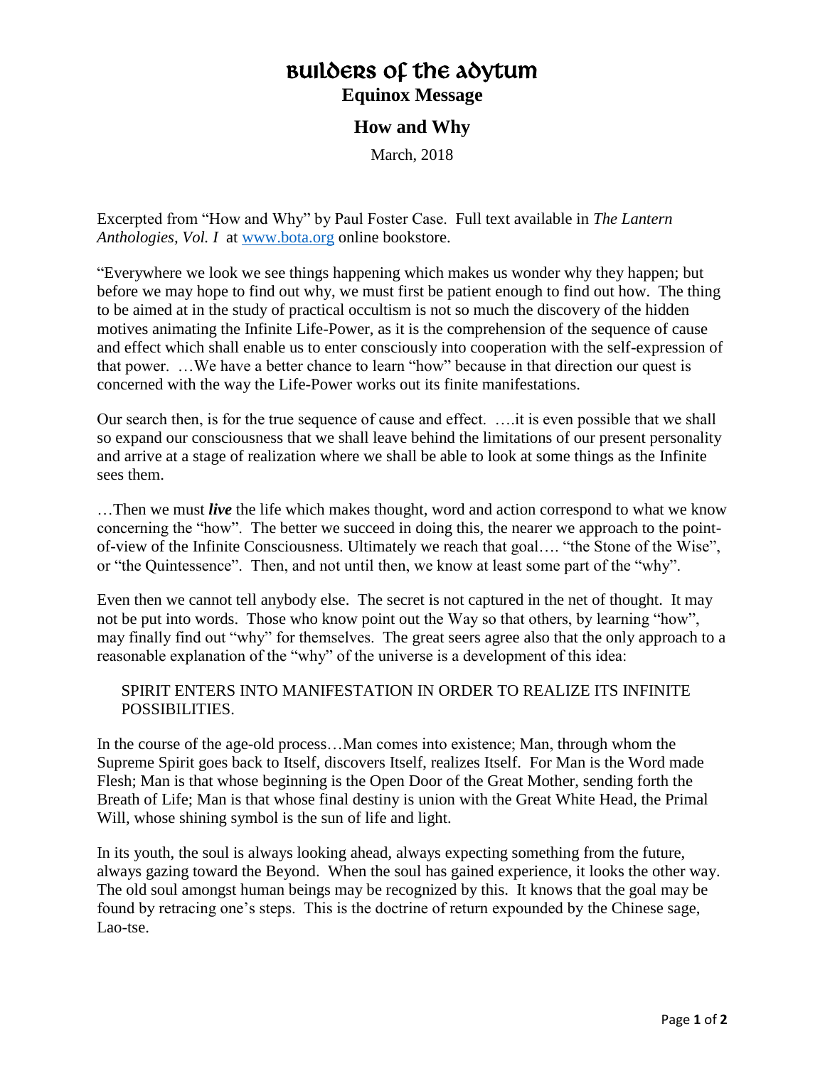# Builders of the Adytum

## Equinox Message

## How and Why

March, 2018

Excerpted from "How and Why" by Paul Foster Case. Full text available in *The Lantern Anthologies, Vol. I* at [www.bota.org](http://www.bota.org) online bookstore.

"Everywhere we look we see things happening which makes us wonder why they happen; but before we may hope to find out why, we must first be patient enough to find out how. The thing to be aimed at in the study of practical occultism is not so much the discovery of the hidden motives animating the Infinite Life-Power, as it is the comprehension of the sequence of cause and effect which shall enable us to enter consciously into cooperation with the self-expression of that power. …We have a better chance to learn "how" because in that direction our quest is concerned with the way the Life-Power works out its finite manifestations.

Our search then, is for the true sequence of cause and effect. ….it is even possible that we shall so expand our consciousness that we shall leave behind the limitations of our present personality and arrive at a stage of realization where we shall be able to look at some things as the Infinite sees them.

…Then we must ***live*** the life which makes thought, word and action correspond to what we know concerning the "how". The better we succeed in doing this, the nearer we approach to the point-of-view of the Infinite Consciousness. Ultimately we reach that goal…. "the Stone of the Wise", or "the Quintessence". Then, and not until then, we know at least some part of the "why".

Even then we cannot tell anybody else. The secret is not captured in the net of thought. It may not be put into words. Those who know point out the Way so that others, by learning "how", may finally find out "why" for themselves. The great seers agree also that the only approach to a reasonable explanation of the "why" of the universe is a development of this idea:

> SPIRIT ENTERS INTO MANIFESTATION IN ORDER TO REALIZE ITS INFINITE POSSIBILITIES.

In the course of the age-old process…Man comes into existence; Man, through whom the Supreme Spirit goes back to Itself, discovers Itself, realizes Itself. For Man is the Word made Flesh; Man is that whose beginning is the Open Door of the Great Mother, sending forth the Breath of Life; Man is that whose final destiny is union with the Great White Head, the Primal Will, whose shining symbol is the sun of life and light.

In its youth, the soul is always looking ahead, always expecting something from the future, always gazing toward the Beyond. When the soul has gained experience, it looks the other way. The old soul amongst human beings may be recognized by this. It knows that the goal may be found by retracing one's steps. This is the doctrine of return expounded by the Chinese sage, Lao-tse.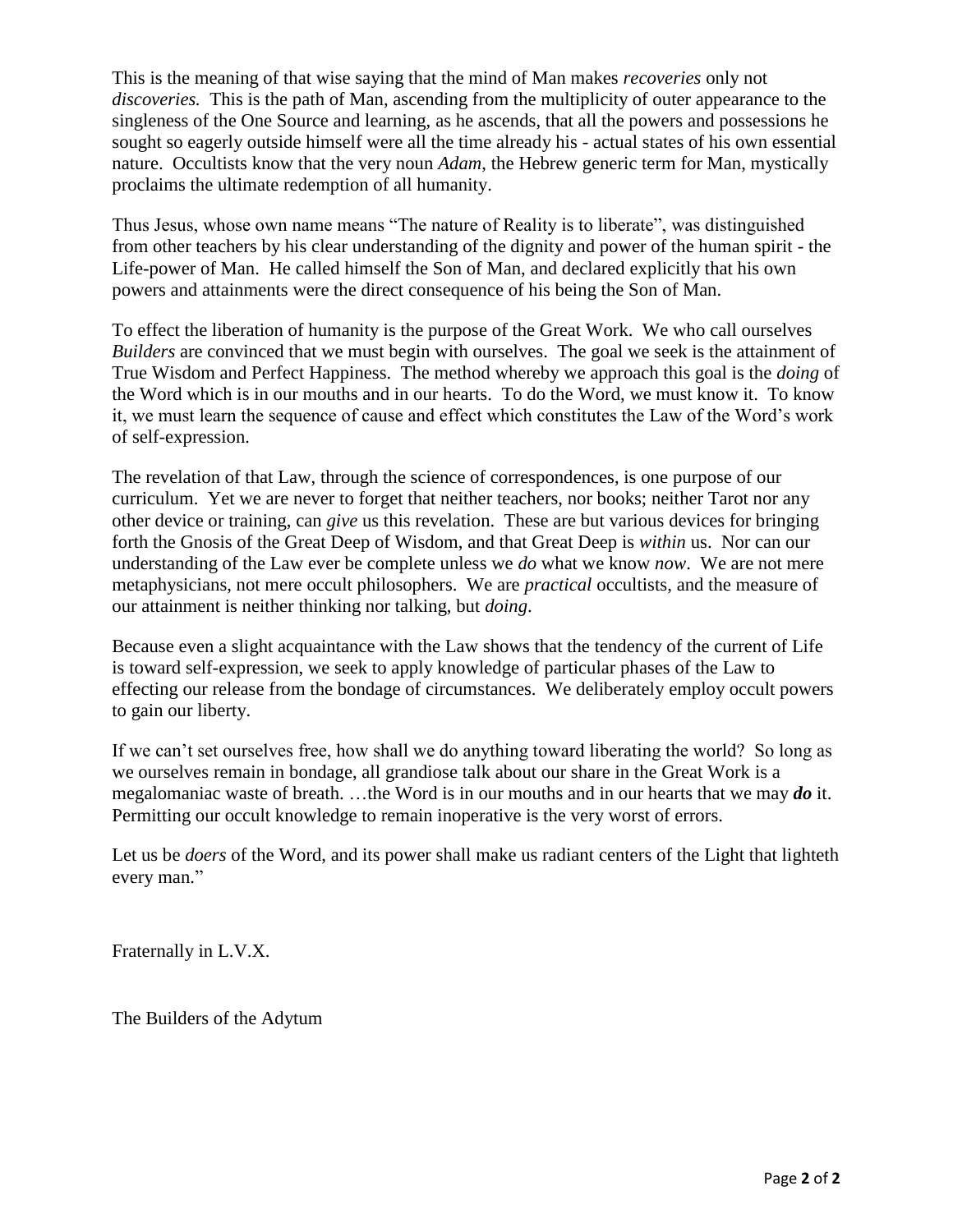This is the meaning of that wise saying that the mind of Man makes *recoveries* only not *discoveries.* This is the path of Man, ascending from the multiplicity of outer appearance to the singleness of the One Source and learning, as he ascends, that all the powers and possessions he sought so eagerly outside himself were all the time already his - actual states of his own essential nature. Occultists know that the very noun *Adam*, the Hebrew generic term for Man, mystically proclaims the ultimate redemption of all humanity.

Thus Jesus, whose own name means "The nature of Reality is to liberate", was distinguished from other teachers by his clear understanding of the dignity and power of the human spirit - the Life-power of Man. He called himself the Son of Man, and declared explicitly that his own powers and attainments were the direct consequence of his being the Son of Man.

To effect the liberation of humanity is the purpose of the Great Work. We who call ourselves *Builders* are convinced that we must begin with ourselves. The goal we seek is the attainment of True Wisdom and Perfect Happiness. The method whereby we approach this goal is the *doing* of the Word which is in our mouths and in our hearts. To do the Word, we must know it. To know it, we must learn the sequence of cause and effect which constitutes the Law of the Word's work of self-expression.

The revelation of that Law, through the science of correspondences, is one purpose of our curriculum. Yet we are never to forget that neither teachers, nor books; neither Tarot nor any other device or training, can *give* us this revelation. These are but various devices for bringing forth the Gnosis of the Great Deep of Wisdom, and that Great Deep is *within* us. Nor can our understanding of the Law ever be complete unless we *do* what we know *now*. We are not mere metaphysicians, not mere occult philosophers. We are *practical* occultists, and the measure of our attainment is neither thinking nor talking, but *doing*.

Because even a slight acquaintance with the Law shows that the tendency of the current of Life is toward self-expression, we seek to apply knowledge of particular phases of the Law to effecting our release from the bondage of circumstances. We deliberately employ occult powers to gain our liberty.

If we can't set ourselves free, how shall we do anything toward liberating the world? So long as we ourselves remain in bondage, all grandiose talk about our share in the Great Work is a megalomaniac waste of breath. …the Word is in our mouths and in our hearts that we may ***do*** it. Permitting our occult knowledge to remain inoperative is the very worst of errors.

Let us be *doers* of the Word, and its power shall make us radiant centers of the Light that lighteth every man."

Fraternally in L.V.X.

The Builders of the Adytum